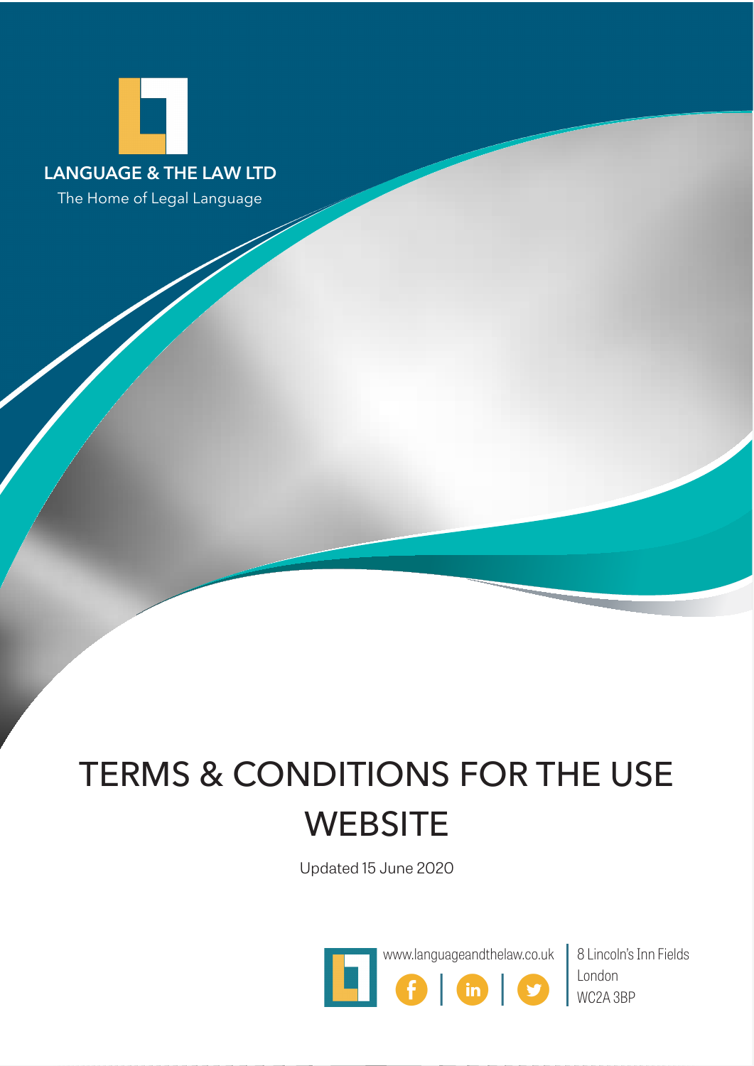LANGUAGE & THE LAW LTD

The Home of Legal Language

# TERMS & CONDITIONS FOR THE USE WEBSITE

Updated 15 June 2020

www.languageandthelaw.co.uk

8 Lincoln's Inn Fields
London
WC2A 3BP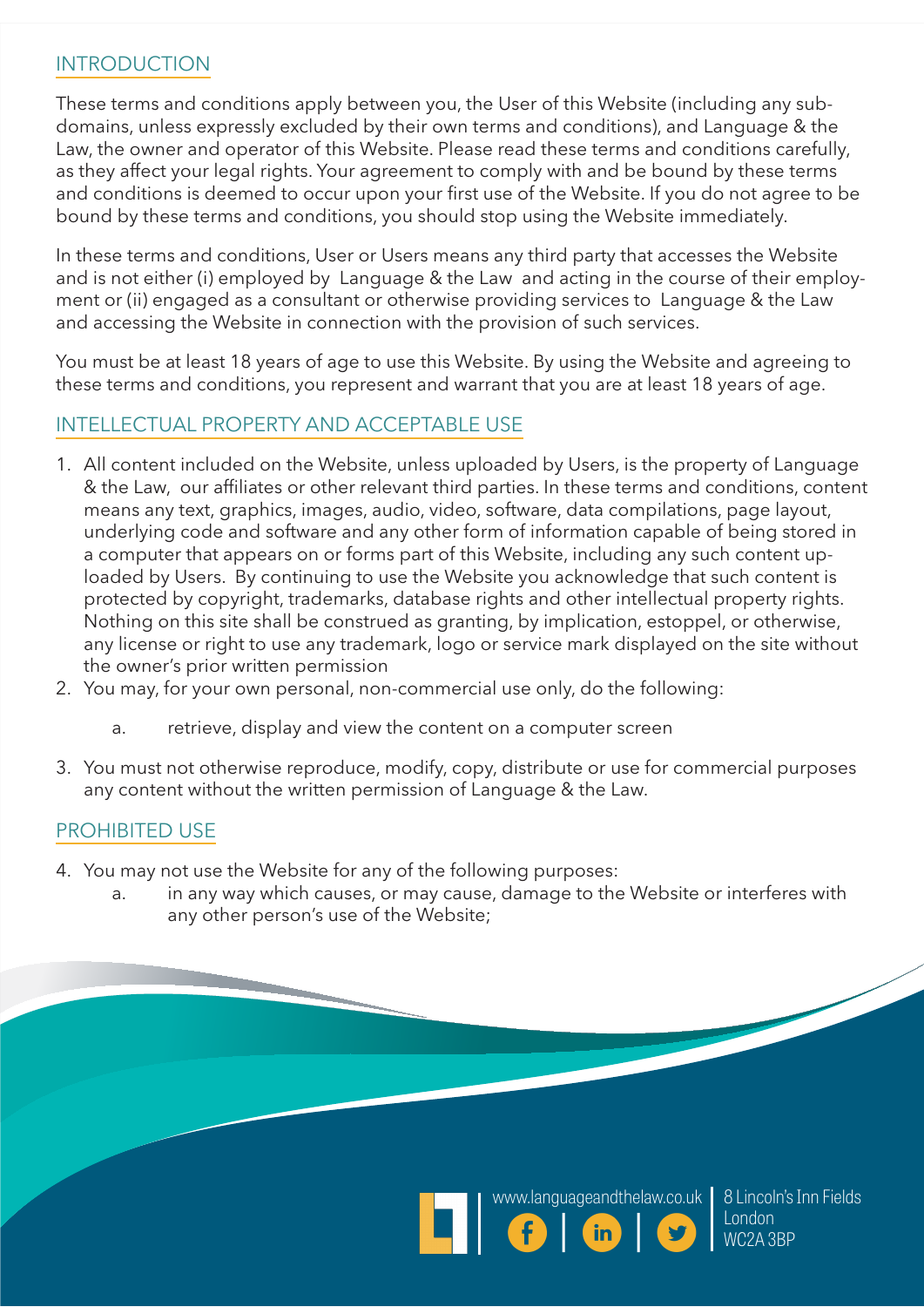## INTRODUCTION

These terms and conditions apply between you, the User of this Website (including any sub-domains, unless expressly excluded by their own terms and conditions), and Language & the Law, the owner and operator of this Website. Please read these terms and conditions carefully, as they affect your legal rights. Your agreement to comply with and be bound by these terms and conditions is deemed to occur upon your first use of the Website. If you do not agree to be bound by these terms and conditions, you should stop using the Website immediately.

In these terms and conditions, User or Users means any third party that accesses the Website and is not either (i) employed by Language & the Law and acting in the course of their employment or (ii) engaged as a consultant or otherwise providing services to Language & the Law and accessing the Website in connection with the provision of such services.

You must be at least 18 years of age to use this Website. By using the Website and agreeing to these terms and conditions, you represent and warrant that you are at least 18 years of age.

## INTELLECTUAL PROPERTY AND ACCEPTABLE USE

1. All content included on the Website, unless uploaded by Users, is the property of Language & the Law, our affiliates or other relevant third parties. In these terms and conditions, content means any text, graphics, images, audio, video, software, data compilations, page layout, underlying code and software and any other form of information capable of being stored in a computer that appears on or forms part of this Website, including any such content uploaded by Users. By continuing to use the Website you acknowledge that such content is protected by copyright, trademarks, database rights and other intellectual property rights. Nothing on this site shall be construed as granting, by implication, estoppel, or otherwise, any license or right to use any trademark, logo or service mark displayed on the site without the owner's prior written permission
2. You may, for your own personal, non-commercial use only, do the following:
   a. retrieve, display and view the content on a computer screen
3. You must not otherwise reproduce, modify, copy, distribute or use for commercial purposes any content without the written permission of Language & the Law.

## PROHIBITED USE

4. You may not use the Website for any of the following purposes:
   a. in any way which causes, or may cause, damage to the Website or interferes with any other person's use of the Website;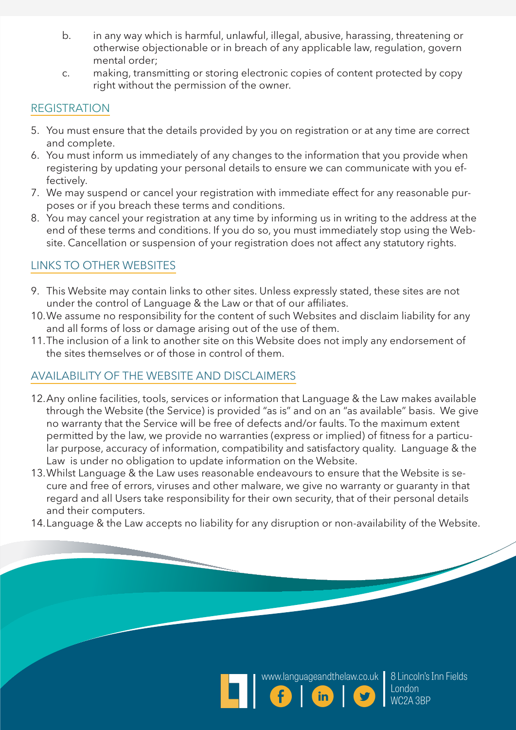b. in any way which is harmful, unlawful, illegal, abusive, harassing, threatening or otherwise objectionable or in breach of any applicable law, regulation, governmental order;

c. making, transmitting or storing electronic copies of content protected by copyright without the permission of the owner.

## REGISTRATION

5. You must ensure that the details provided by you on registration or at any time are correct and complete.
6. You must inform us immediately of any changes to the information that you provide when registering by updating your personal details to ensure we can communicate with you effectively.
7. We may suspend or cancel your registration with immediate effect for any reasonable purposes or if you breach these terms and conditions.
8. You may cancel your registration at any time by informing us in writing to the address at the end of these terms and conditions. If you do so, you must immediately stop using the Website. Cancellation or suspension of your registration does not affect any statutory rights.

## LINKS TO OTHER WEBSITES

9. This Website may contain links to other sites. Unless expressly stated, these sites are not under the control of Language & the Law or that of our affiliates.
10. We assume no responsibility for the content of such Websites and disclaim liability for any and all forms of loss or damage arising out of the use of them.
11. The inclusion of a link to another site on this Website does not imply any endorsement of the sites themselves or of those in control of them.

## AVAILABILITY OF THE WEBSITE AND DISCLAIMERS

12. Any online facilities, tools, services or information that Language & the Law makes available through the Website (the Service) is provided "as is" and on an "as available" basis. We give no warranty that the Service will be free of defects and/or faults. To the maximum extent permitted by the law, we provide no warranties (express or implied) of fitness for a particular purpose, accuracy of information, compatibility and satisfactory quality. Language & the Law is under no obligation to update information on the Website.
13. Whilst Language & the Law uses reasonable endeavours to ensure that the Website is secure and free of errors, viruses and other malware, we give no warranty or guaranty in that regard and all Users take responsibility for their own security, that of their personal details and their computers.
14. Language & the Law accepts no liability for any disruption or non-availability of the Website.

www.languageandthelaw.co.uk | 8 Lincoln's Inn Fields London WC2A 3BP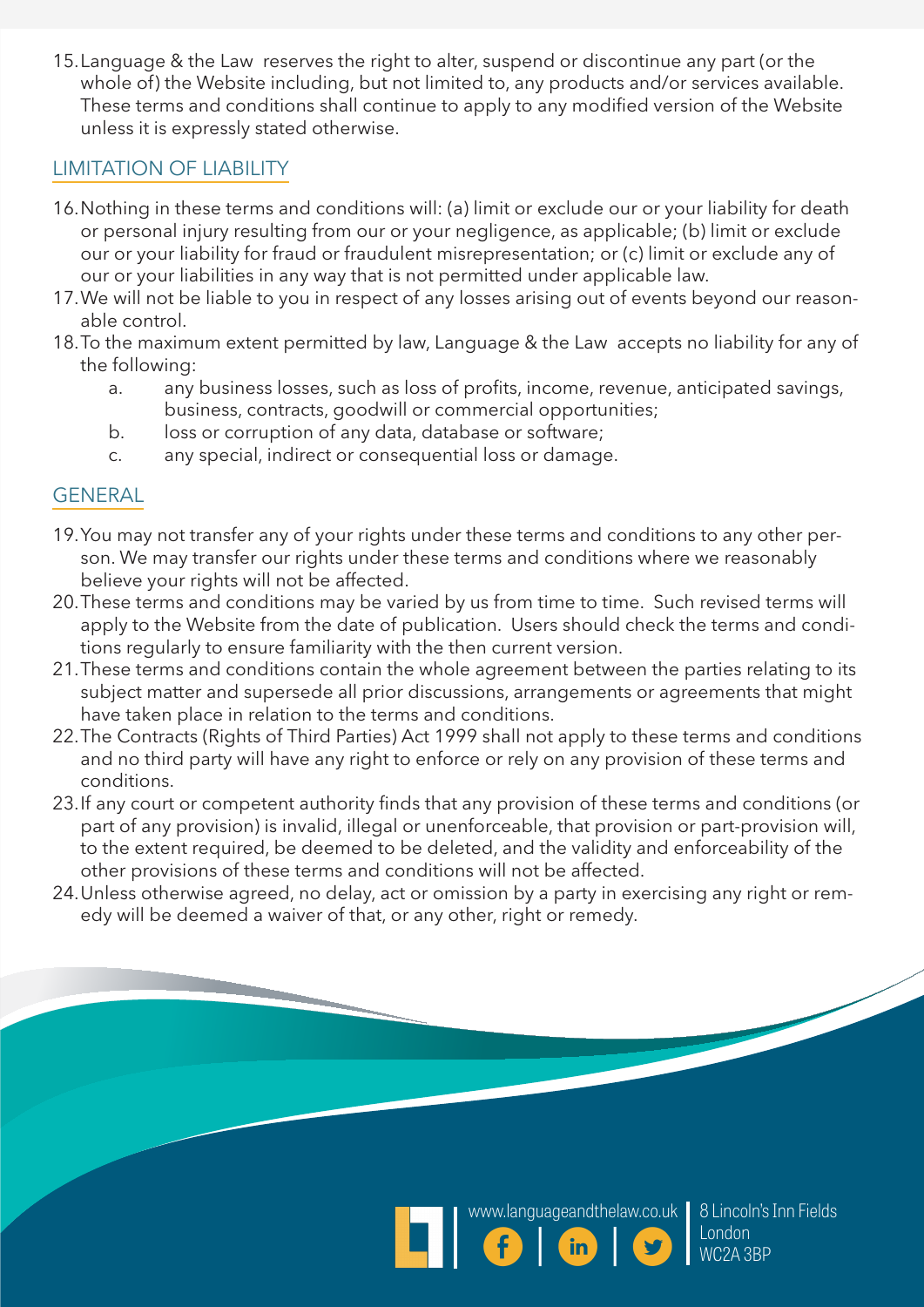15. Language & the Law reserves the right to alter, suspend or discontinue any part (or the whole of) the Website including, but not limited to, any products and/or services available. These terms and conditions shall continue to apply to any modified version of the Website unless it is expressly stated otherwise.

## LIMITATION OF LIABILITY

16. Nothing in these terms and conditions will: (a) limit or exclude our or your liability for death or personal injury resulting from our or your negligence, as applicable; (b) limit or exclude our or your liability for fraud or fraudulent misrepresentation; or (c) limit or exclude any of our or your liabilities in any way that is not permitted under applicable law.
17. We will not be liable to you in respect of any losses arising out of events beyond our reasonable control.
18. To the maximum extent permitted by law, Language & the Law accepts no liability for any of the following:
    a. any business losses, such as loss of profits, income, revenue, anticipated savings, business, contracts, goodwill or commercial opportunities;
    b. loss or corruption of any data, database or software;
    c. any special, indirect or consequential loss or damage.

## GENERAL

19. You may not transfer any of your rights under these terms and conditions to any other person. We may transfer our rights under these terms and conditions where we reasonably believe your rights will not be affected.
20. These terms and conditions may be varied by us from time to time. Such revised terms will apply to the Website from the date of publication. Users should check the terms and conditions regularly to ensure familiarity with the then current version.
21. These terms and conditions contain the whole agreement between the parties relating to its subject matter and supersede all prior discussions, arrangements or agreements that might have taken place in relation to the terms and conditions.
22. The Contracts (Rights of Third Parties) Act 1999 shall not apply to these terms and conditions and no third party will have any right to enforce or rely on any provision of these terms and conditions.
23. If any court or competent authority finds that any provision of these terms and conditions (or part of any provision) is invalid, illegal or unenforceable, that provision or part-provision will, to the extent required, be deemed to be deleted, and the validity and enforceability of the other provisions of these terms and conditions will not be affected.
24. Unless otherwise agreed, no delay, act or omission by a party in exercising any right or remedy will be deemed a waiver of that, or any other, right or remedy.

www.languageandthelaw.co.uk | 8 Lincoln's Inn Fields London WC2A 3BP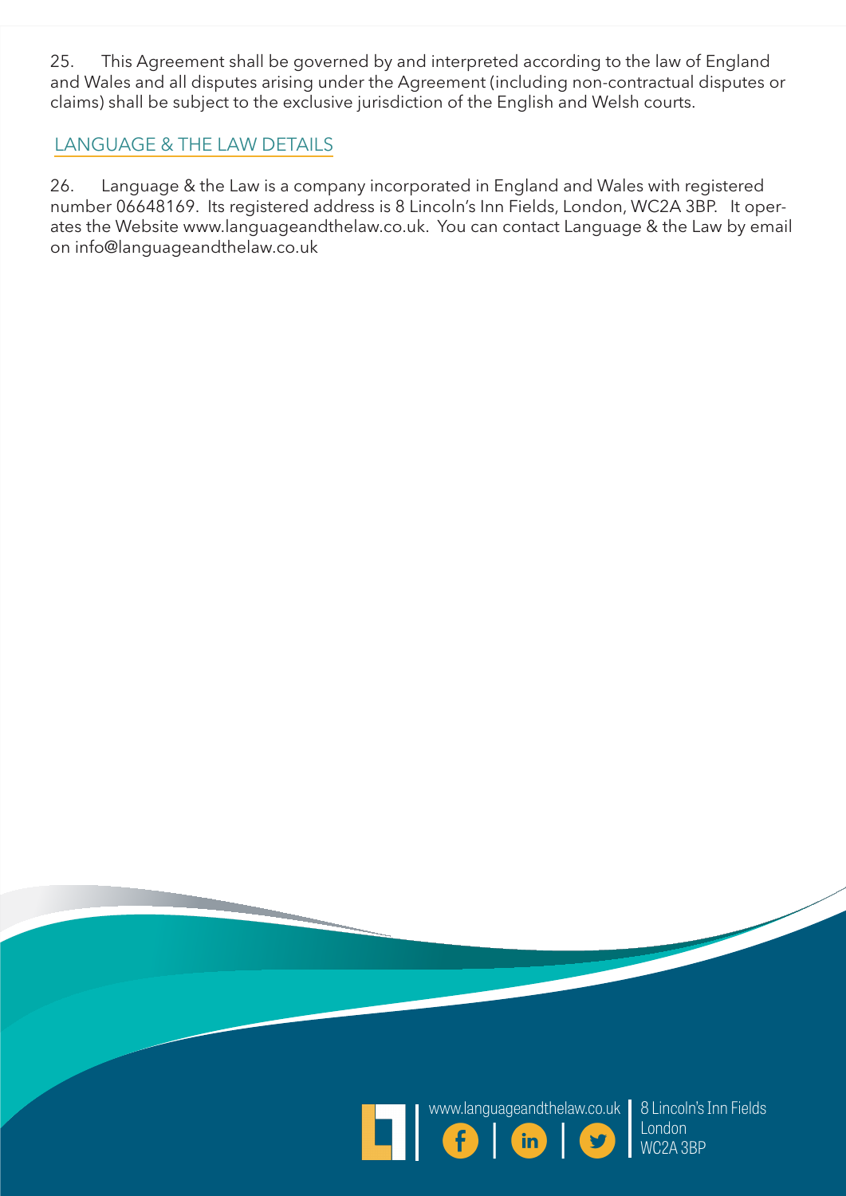25. This Agreement shall be governed by and interpreted according to the law of England and Wales and all disputes arising under the Agreement (including non-contractual disputes or claims) shall be subject to the exclusive jurisdiction of the English and Welsh courts.

## LANGUAGE & THE LAW DETAILS

26. Language & the Law is a company incorporated in England and Wales with registered number 06648169. Its registered address is 8 Lincoln's Inn Fields, London, WC2A 3BP. It operates the Website www.languageandthelaw.co.uk. You can contact Language & the Law by email on info@languageandthelaw.co.uk